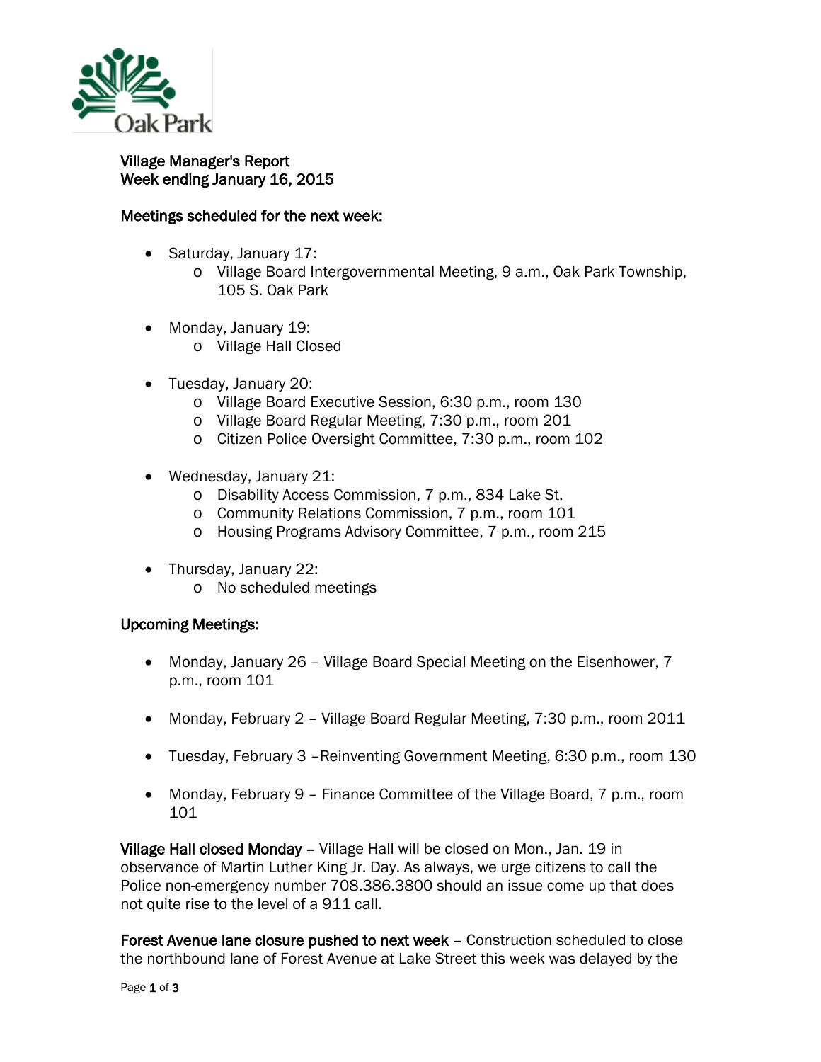Oak Park

**Village Manager's Report**
**Week ending January 16, 2015**

**Meetings scheduled for the next week:**

- Saturday, January 17:
  - Village Board Intergovernmental Meeting, 9 a.m., Oak Park Township, 105 S. Oak Park
- Monday, January 19:
  - Village Hall Closed
- Tuesday, January 20:
  - Village Board Executive Session, 6:30 p.m., room 130
  - Village Board Regular Meeting, 7:30 p.m., room 201
  - Citizen Police Oversight Committee, 7:30 p.m., room 102
- Wednesday, January 21:
  - Disability Access Commission, 7 p.m., 834 Lake St.
  - Community Relations Commission, 7 p.m., room 101
  - Housing Programs Advisory Committee, 7 p.m., room 215
- Thursday, January 22:
  - No scheduled meetings

**Upcoming Meetings:**

- Monday, January 26 – Village Board Special Meeting on the Eisenhower, 7 p.m., room 101
- Monday, February 2 – Village Board Regular Meeting, 7:30 p.m., room 2011
- Tuesday, February 3 –Reinventing Government Meeting, 6:30 p.m., room 130
- Monday, February 9 – Finance Committee of the Village Board, 7 p.m., room 101

**Village Hall closed Monday** – Village Hall will be closed on Mon., Jan. 19 in observance of Martin Luther King Jr. Day. As always, we urge citizens to call the Police non-emergency number 708.386.3800 should an issue come up that does not quite rise to the level of a 911 call.

**Forest Avenue lane closure pushed to next week** – Construction scheduled to close the northbound lane of Forest Avenue at Lake Street this week was delayed by the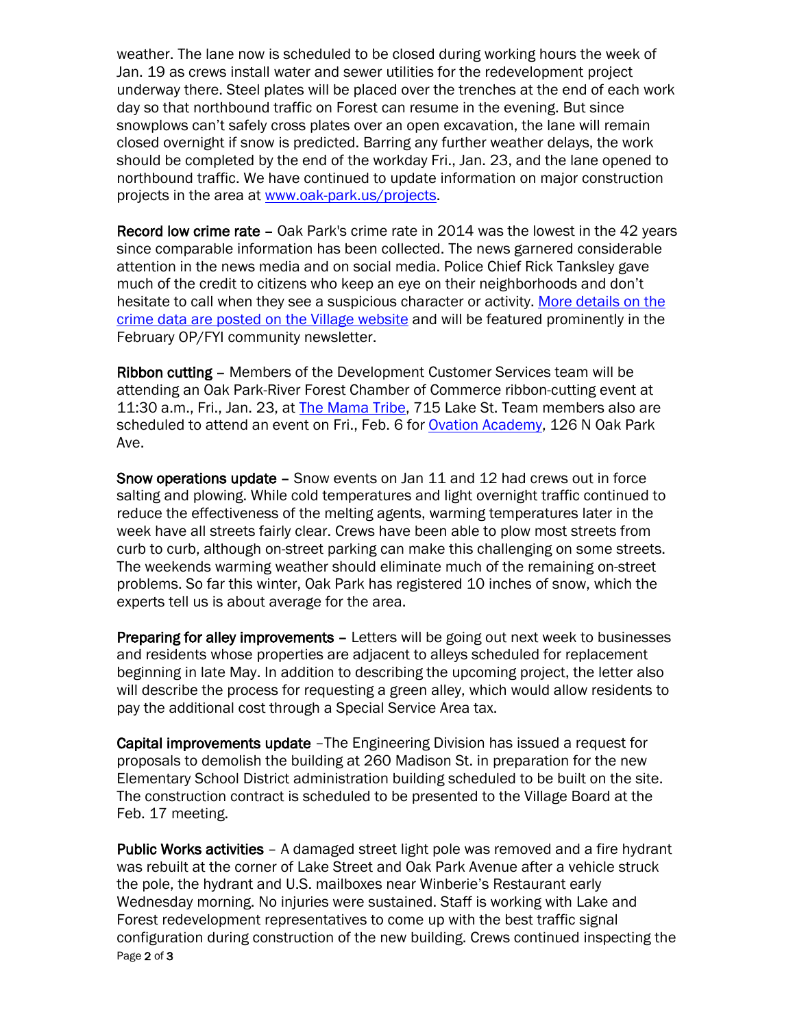weather. The lane now is scheduled to be closed during working hours the week of Jan. 19 as crews install water and sewer utilities for the redevelopment project underway there. Steel plates will be placed over the trenches at the end of each work day so that northbound traffic on Forest can resume in the evening. But since snowplows can't safely cross plates over an open excavation, the lane will remain closed overnight if snow is predicted. Barring any further weather delays, the work should be completed by the end of the workday Fri., Jan. 23, and the lane opened to northbound traffic. We have continued to update information on major construction projects in the area at [www.oak-park.us/projects](www.oak-park.us/projects).

**Record low crime rate** – Oak Park's crime rate in 2014 was the lowest in the 42 years since comparable information has been collected. The news garnered considerable attention in the news media and on social media. Police Chief Rick Tanksley gave much of the credit to citizens who keep an eye on their neighborhoods and don't hesitate to call when they see a suspicious character or activity. More details on the crime data are posted on the Village website and will be featured prominently in the February OP/FYI community newsletter.

**Ribbon cutting** – Members of the Development Customer Services team will be attending an Oak Park-River Forest Chamber of Commerce ribbon-cutting event at 11:30 a.m., Fri., Jan. 23, at The Mama Tribe, 715 Lake St. Team members also are scheduled to attend an event on Fri., Feb. 6 for Ovation Academy, 126 N Oak Park Ave.

**Snow operations update** – Snow events on Jan 11 and 12 had crews out in force salting and plowing. While cold temperatures and light overnight traffic continued to reduce the effectiveness of the melting agents, warming temperatures later in the week have all streets fairly clear. Crews have been able to plow most streets from curb to curb, although on-street parking can make this challenging on some streets. The weekends warming weather should eliminate much of the remaining on-street problems. So far this winter, Oak Park has registered 10 inches of snow, which the experts tell us is about average for the area.

**Preparing for alley improvements** – Letters will be going out next week to businesses and residents whose properties are adjacent to alleys scheduled for replacement beginning in late May. In addition to describing the upcoming project, the letter also will describe the process for requesting a green alley, which would allow residents to pay the additional cost through a Special Service Area tax.

**Capital improvements update** –The Engineering Division has issued a request for proposals to demolish the building at 260 Madison St. in preparation for the new Elementary School District administration building scheduled to be built on the site. The construction contract is scheduled to be presented to the Village Board at the Feb. 17 meeting.

**Public Works activities** – A damaged street light pole was removed and a fire hydrant was rebuilt at the corner of Lake Street and Oak Park Avenue after a vehicle struck the pole, the hydrant and U.S. mailboxes near Winberie's Restaurant early Wednesday morning. No injuries were sustained. Staff is working with Lake and Forest redevelopment representatives to come up with the best traffic signal configuration during construction of the new building. Crews continued inspecting the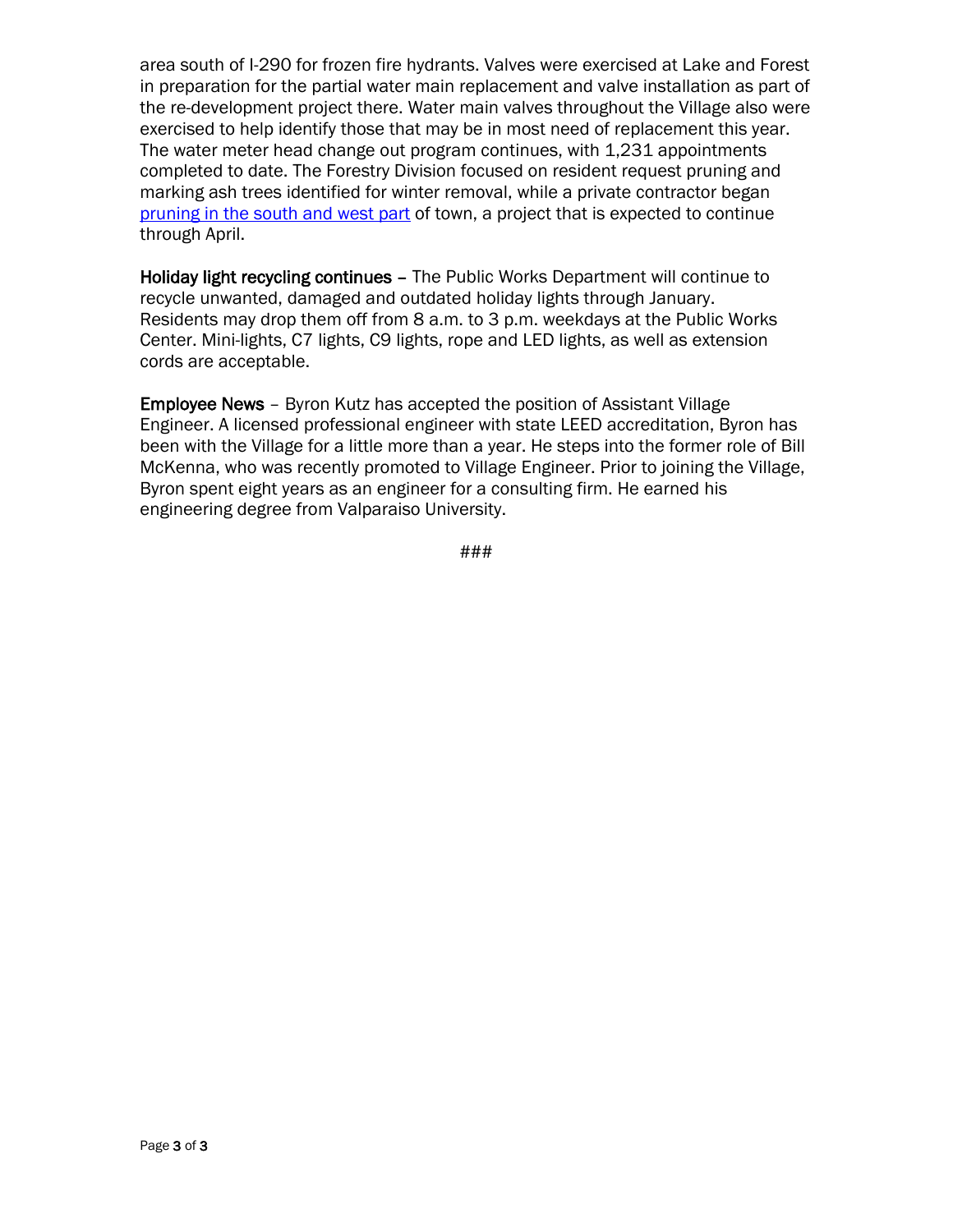area south of I-290 for frozen fire hydrants. Valves were exercised at Lake and Forest in preparation for the partial water main replacement and valve installation as part of the re-development project there. Water main valves throughout the Village also were exercised to help identify those that may be in most need of replacement this year. The water meter head change out program continues, with 1,231 appointments completed to date. The Forestry Division focused on resident request pruning and marking ash trees identified for winter removal, while a private contractor began [pruning in the south and west part](#) of town, a project that is expected to continue through April.

**Holiday light recycling continues** – The Public Works Department will continue to recycle unwanted, damaged and outdated holiday lights through January. Residents may drop them off from 8 a.m. to 3 p.m. weekdays at the Public Works Center. Mini-lights, C7 lights, C9 lights, rope and LED lights, as well as extension cords are acceptable.

**Employee News** – Byron Kutz has accepted the position of Assistant Village Engineer. A licensed professional engineer with state LEED accreditation, Byron has been with the Village for a little more than a year. He steps into the former role of Bill McKenna, who was recently promoted to Village Engineer. Prior to joining the Village, Byron spent eight years as an engineer for a consulting firm. He earned his engineering degree from Valparaiso University.

###